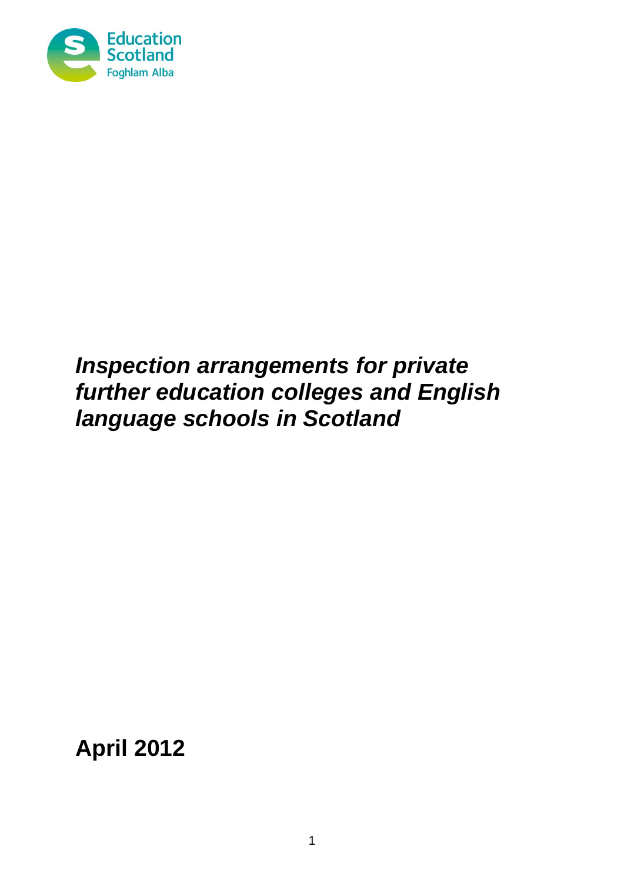Education Scotland
Foghlam Alba

# *Inspection arrangements for private further education colleges and English language schools in Scotland*

**April 2012**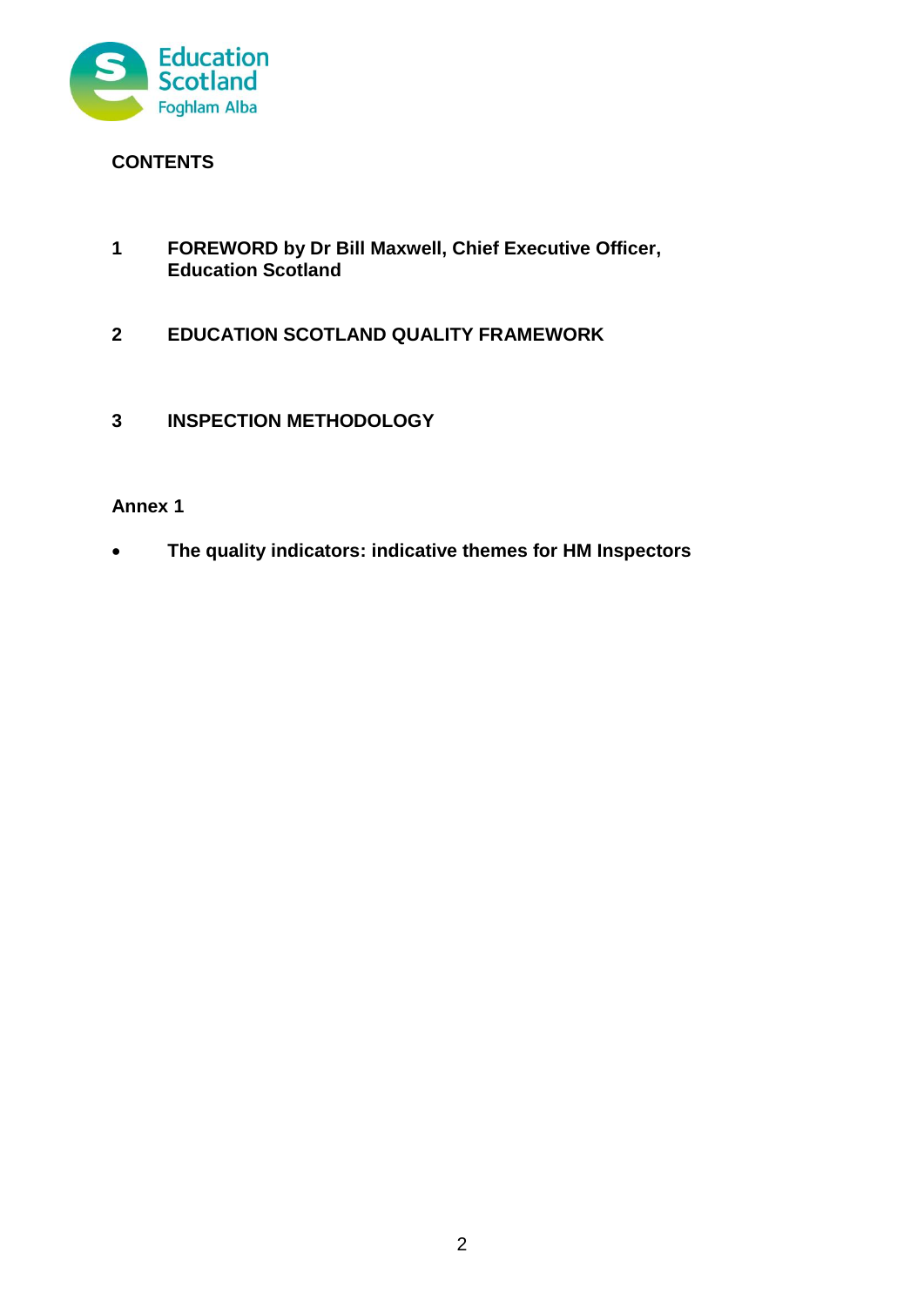## CONTENTS

**1 FOREWORD by Dr Bill Maxwell, Chief Executive Officer, Education Scotland**

**2 EDUCATION SCOTLAND QUALITY FRAMEWORK**

**3 INSPECTION METHODOLOGY**

**Annex 1**

- **The quality indicators: indicative themes for HM Inspectors**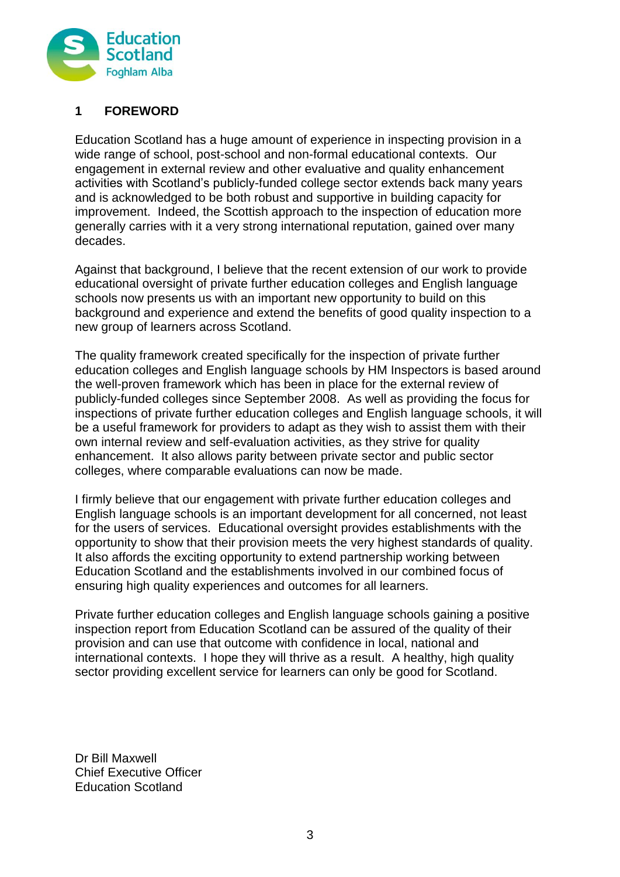## 1 FOREWORD

Education Scotland has a huge amount of experience in inspecting provision in a wide range of school, post-school and non-formal educational contexts. Our engagement in external review and other evaluative and quality enhancement activities with Scotland's publicly-funded college sector extends back many years and is acknowledged to be both robust and supportive in building capacity for improvement. Indeed, the Scottish approach to the inspection of education more generally carries with it a very strong international reputation, gained over many decades.

Against that background, I believe that the recent extension of our work to provide educational oversight of private further education colleges and English language schools now presents us with an important new opportunity to build on this background and experience and extend the benefits of good quality inspection to a new group of learners across Scotland.

The quality framework created specifically for the inspection of private further education colleges and English language schools by HM Inspectors is based around the well-proven framework which has been in place for the external review of publicly-funded colleges since September 2008. As well as providing the focus for inspections of private further education colleges and English language schools, it will be a useful framework for providers to adapt as they wish to assist them with their own internal review and self-evaluation activities, as they strive for quality enhancement. It also allows parity between private sector and public sector colleges, where comparable evaluations can now be made.

I firmly believe that our engagement with private further education colleges and English language schools is an important development for all concerned, not least for the users of services. Educational oversight provides establishments with the opportunity to show that their provision meets the very highest standards of quality. It also affords the exciting opportunity to extend partnership working between Education Scotland and the establishments involved in our combined focus of ensuring high quality experiences and outcomes for all learners.

Private further education colleges and English language schools gaining a positive inspection report from Education Scotland can be assured of the quality of their provision and can use that outcome with confidence in local, national and international contexts. I hope they will thrive as a result. A healthy, high quality sector providing excellent service for learners can only be good for Scotland.

Dr Bill Maxwell  
Chief Executive Officer  
Education Scotland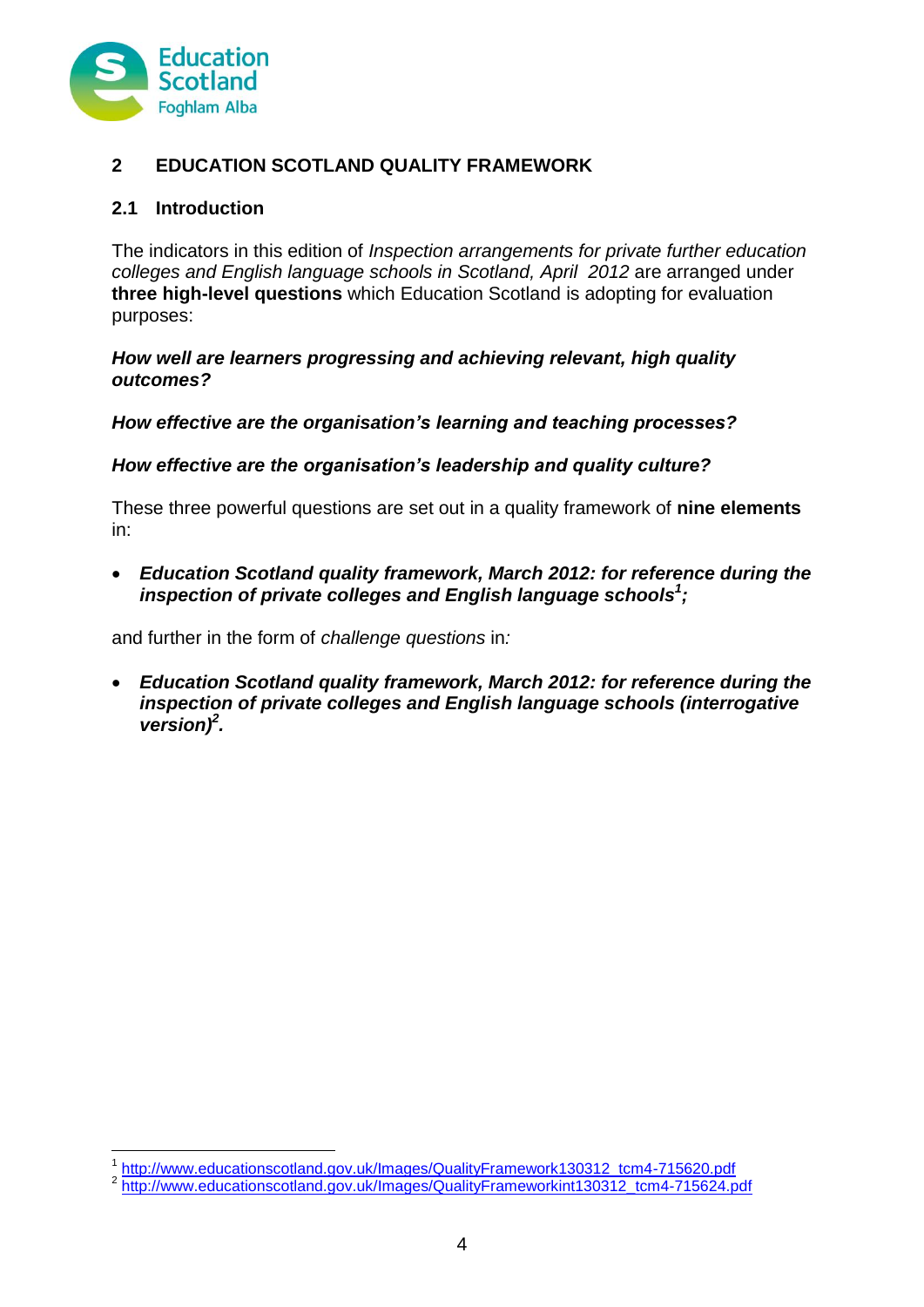## 2 EDUCATION SCOTLAND QUALITY FRAMEWORK

### 2.1 Introduction

The indicators in this edition of *Inspection arrangements for private further education colleges and English language schools in Scotland, April 2012* are arranged under **three high-level questions** which Education Scotland is adopting for evaluation purposes:

***How well are learners progressing and achieving relevant, high quality outcomes?***

***How effective are the organisation's learning and teaching processes?***

***How effective are the organisation's leadership and quality culture?***

These three powerful questions are set out in a quality framework of **nine elements** in:

- ***Education Scotland quality framework, March 2012: for reference during the inspection of private colleges and English language schools[1];***

and further in the form of *challenge questions* in*:*

- ***Education Scotland quality framework, March 2012: for reference during the inspection of private colleges and English language schools (interrogative version)[2].***

---

[1] http://www.educationscotland.gov.uk/Images/QualityFramework130312_tcm4-715620.pdf
[2] http://www.educationscotland.gov.uk/Images/QualityFrameworkint130312_tcm4-715624.pdf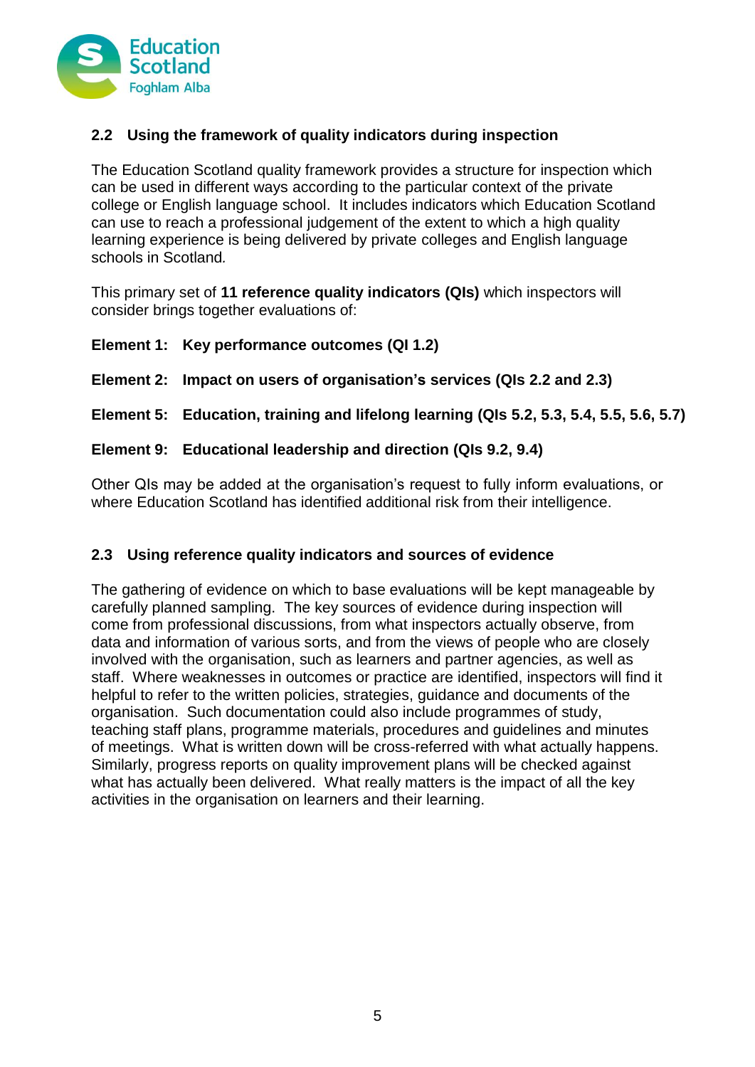## 2.2 Using the framework of quality indicators during inspection

The Education Scotland quality framework provides a structure for inspection which can be used in different ways according to the particular context of the private college or English language school. It includes indicators which Education Scotland can use to reach a professional judgement of the extent to which a high quality learning experience is being delivered by private colleges and English language schools in Scotland.

This primary set of **11 reference quality indicators (QIs)** which inspectors will consider brings together evaluations of:

**Element 1: Key performance outcomes (QI 1.2)**

**Element 2: Impact on users of organisation's services (QIs 2.2 and 2.3)**

**Element 5: Education, training and lifelong learning (QIs 5.2, 5.3, 5.4, 5.5, 5.6, 5.7)**

**Element 9: Educational leadership and direction (QIs 9.2, 9.4)**

Other QIs may be added at the organisation's request to fully inform evaluations, or where Education Scotland has identified additional risk from their intelligence.

## 2.3 Using reference quality indicators and sources of evidence

The gathering of evidence on which to base evaluations will be kept manageable by carefully planned sampling. The key sources of evidence during inspection will come from professional discussions, from what inspectors actually observe, from data and information of various sorts, and from the views of people who are closely involved with the organisation, such as learners and partner agencies, as well as staff. Where weaknesses in outcomes or practice are identified, inspectors will find it helpful to refer to the written policies, strategies, guidance and documents of the organisation. Such documentation could also include programmes of study, teaching staff plans, programme materials, procedures and guidelines and minutes of meetings. What is written down will be cross-referred with what actually happens. Similarly, progress reports on quality improvement plans will be checked against what has actually been delivered. What really matters is the impact of all the key activities in the organisation on learners and their learning.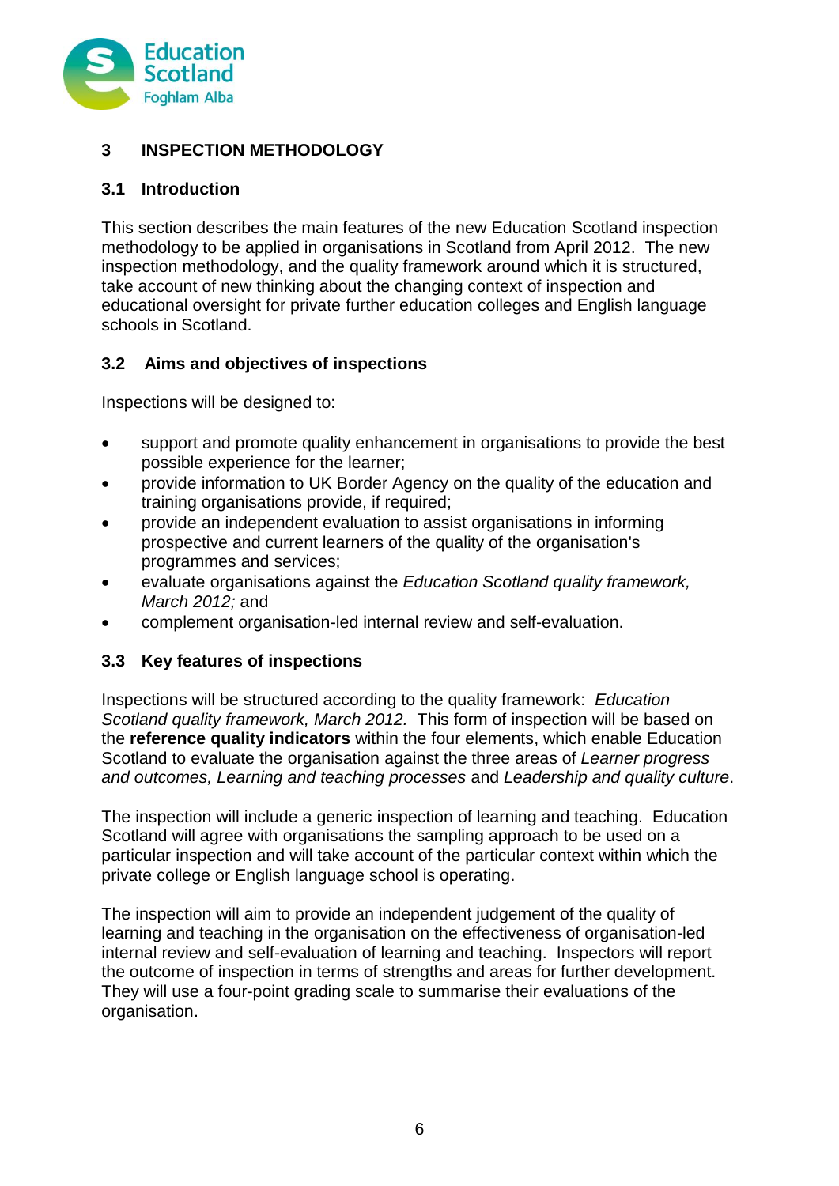## 3 INSPECTION METHODOLOGY

### 3.1 Introduction

This section describes the main features of the new Education Scotland inspection methodology to be applied in organisations in Scotland from April 2012. The new inspection methodology, and the quality framework around which it is structured, take account of new thinking about the changing context of inspection and educational oversight for private further education colleges and English language schools in Scotland.

### 3.2 Aims and objectives of inspections

Inspections will be designed to:

- support and promote quality enhancement in organisations to provide the best possible experience for the learner;
- provide information to UK Border Agency on the quality of the education and training organisations provide, if required;
- provide an independent evaluation to assist organisations in informing prospective and current learners of the quality of the organisation's programmes and services;
- evaluate organisations against the *Education Scotland quality framework, March 2012;* and
- complement organisation-led internal review and self-evaluation.

### 3.3 Key features of inspections

Inspections will be structured according to the quality framework: *Education Scotland quality framework, March 2012.* This form of inspection will be based on the **reference quality indicators** within the four elements, which enable Education Scotland to evaluate the organisation against the three areas of *Learner progress and outcomes, Learning and teaching processes* and *Leadership and quality culture*.

The inspection will include a generic inspection of learning and teaching. Education Scotland will agree with organisations the sampling approach to be used on a particular inspection and will take account of the particular context within which the private college or English language school is operating.

The inspection will aim to provide an independent judgement of the quality of learning and teaching in the organisation on the effectiveness of organisation-led internal review and self-evaluation of learning and teaching. Inspectors will report the outcome of inspection in terms of strengths and areas for further development. They will use a four-point grading scale to summarise their evaluations of the organisation.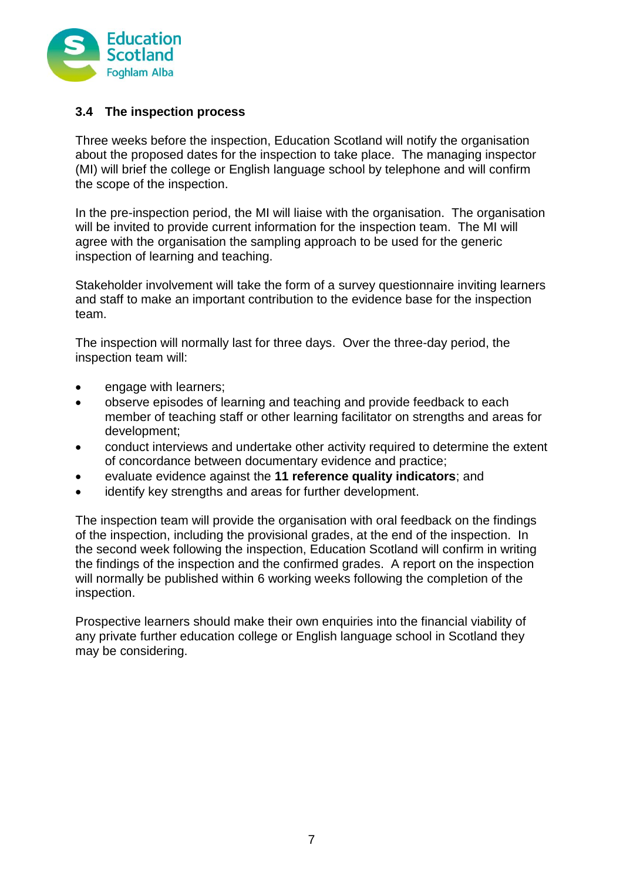### 3.4 The inspection process

Three weeks before the inspection, Education Scotland will notify the organisation about the proposed dates for the inspection to take place. The managing inspector (MI) will brief the college or English language school by telephone and will confirm the scope of the inspection.

In the pre-inspection period, the MI will liaise with the organisation. The organisation will be invited to provide current information for the inspection team. The MI will agree with the organisation the sampling approach to be used for the generic inspection of learning and teaching.

Stakeholder involvement will take the form of a survey questionnaire inviting learners and staff to make an important contribution to the evidence base for the inspection team.

The inspection will normally last for three days. Over the three-day period, the inspection team will:

- engage with learners;
- observe episodes of learning and teaching and provide feedback to each member of teaching staff or other learning facilitator on strengths and areas for development;
- conduct interviews and undertake other activity required to determine the extent of concordance between documentary evidence and practice;
- evaluate evidence against the **11 reference quality indicators**; and
- identify key strengths and areas for further development.

The inspection team will provide the organisation with oral feedback on the findings of the inspection, including the provisional grades, at the end of the inspection. In the second week following the inspection, Education Scotland will confirm in writing the findings of the inspection and the confirmed grades. A report on the inspection will normally be published within 6 working weeks following the completion of the inspection.

Prospective learners should make their own enquiries into the financial viability of any private further education college or English language school in Scotland they may be considering.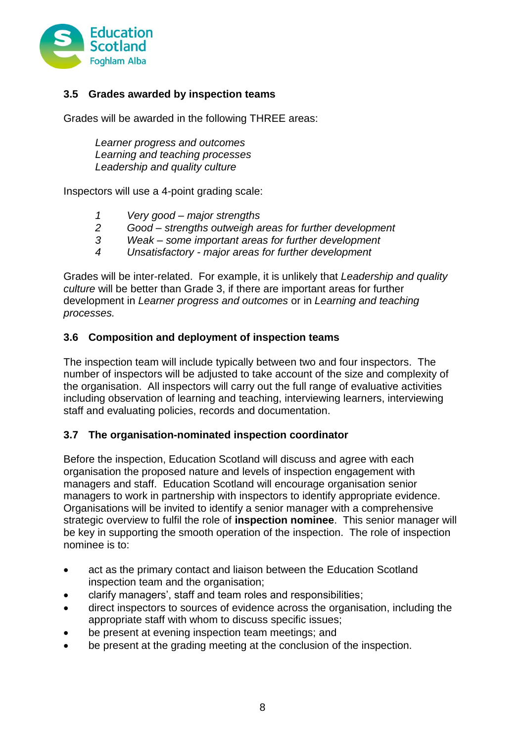### 3.5 Grades awarded by inspection teams

Grades will be awarded in the following THREE areas:

*Learner progress and outcomes*
*Learning and teaching processes*
*Leadership and quality culture*

Inspectors will use a 4-point grading scale:

*1 Very good – major strengths*
*2 Good – strengths outweigh areas for further development*
*3 Weak – some important areas for further development*
*4 Unsatisfactory - major areas for further development*

Grades will be inter-related. For example, it is unlikely that *Leadership and quality culture* will be better than Grade 3, if there are important areas for further development in *Learner progress and outcomes* or in *Learning and teaching processes.*

### 3.6 Composition and deployment of inspection teams

The inspection team will include typically between two and four inspectors. The number of inspectors will be adjusted to take account of the size and complexity of the organisation. All inspectors will carry out the full range of evaluative activities including observation of learning and teaching, interviewing learners, interviewing staff and evaluating policies, records and documentation.

### 3.7 The organisation-nominated inspection coordinator

Before the inspection, Education Scotland will discuss and agree with each organisation the proposed nature and levels of inspection engagement with managers and staff. Education Scotland will encourage organisation senior managers to work in partnership with inspectors to identify appropriate evidence. Organisations will be invited to identify a senior manager with a comprehensive strategic overview to fulfil the role of **inspection nominee**. This senior manager will be key in supporting the smooth operation of the inspection. The role of inspection nominee is to:

- act as the primary contact and liaison between the Education Scotland inspection team and the organisation;
- clarify managers', staff and team roles and responsibilities;
- direct inspectors to sources of evidence across the organisation, including the appropriate staff with whom to discuss specific issues;
- be present at evening inspection team meetings; and
- be present at the grading meeting at the conclusion of the inspection.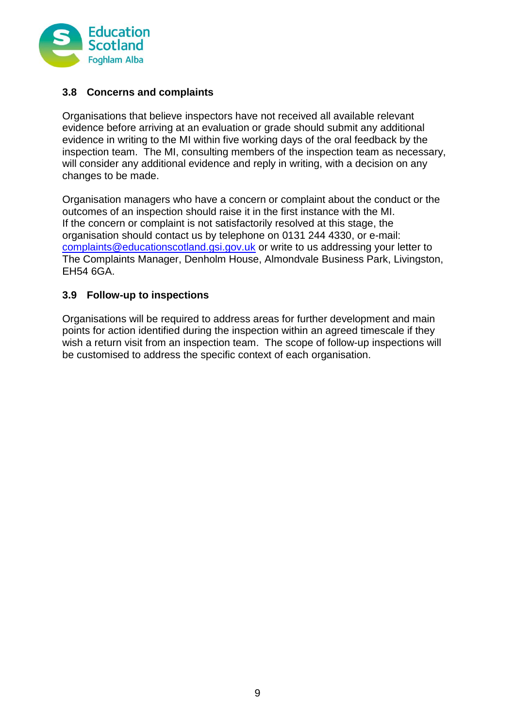### 3.8 Concerns and complaints

Organisations that believe inspectors have not received all available relevant evidence before arriving at an evaluation or grade should submit any additional evidence in writing to the MI within five working days of the oral feedback by the inspection team. The MI, consulting members of the inspection team as necessary, will consider any additional evidence and reply in writing, with a decision on any changes to be made.

Organisation managers who have a concern or complaint about the conduct or the outcomes of an inspection should raise it in the first instance with the MI. If the concern or complaint is not satisfactorily resolved at this stage, the organisation should contact us by telephone on 0131 244 4330, or e-mail: complaints@educationscotland.gsi.gov.uk or write to us addressing your letter to The Complaints Manager, Denholm House, Almondvale Business Park, Livingston, EH54 6GA.

### 3.9 Follow-up to inspections

Organisations will be required to address areas for further development and main points for action identified during the inspection within an agreed timescale if they wish a return visit from an inspection team. The scope of follow-up inspections will be customised to address the specific context of each organisation.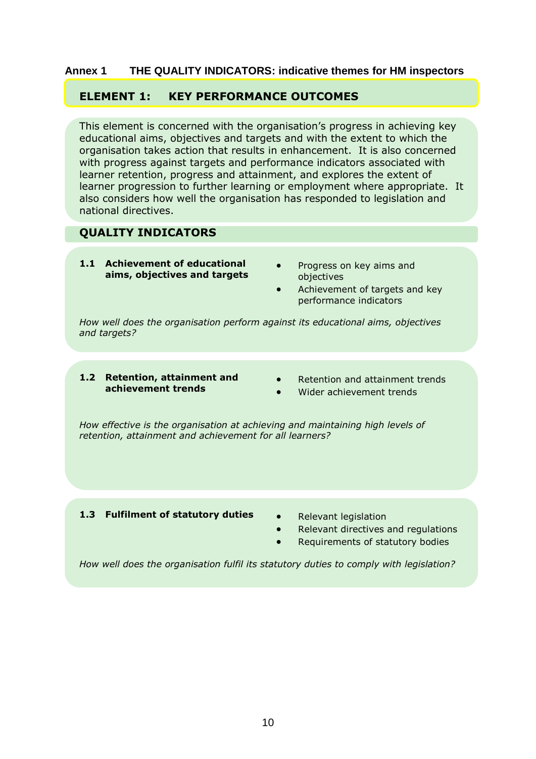**Annex 1 THE QUALITY INDICATORS: indicative themes for HM inspectors**

## ELEMENT 1: KEY PERFORMANCE OUTCOMES

This element is concerned with the organisation's progress in achieving key educational aims, objectives and targets and with the extent to which the organisation takes action that results in enhancement. It is also concerned with progress against targets and performance indicators associated with learner retention, progress and attainment, and explores the extent of learner progression to further learning or employment where appropriate. It also considers how well the organisation has responded to legislation and national directives.

## QUALITY INDICATORS

### 1.1 Achievement of educational aims, objectives and targets

- Progress on key aims and objectives
- Achievement of targets and key performance indicators

*How well does the organisation perform against its educational aims, objectives and targets?*

### 1.2 Retention, attainment and achievement trends

- Retention and attainment trends
- Wider achievement trends

*How effective is the organisation at achieving and maintaining high levels of retention, attainment and achievement for all learners?*

### 1.3 Fulfilment of statutory duties

- Relevant legislation
- Relevant directives and regulations
- Requirements of statutory bodies

*How well does the organisation fulfil its statutory duties to comply with legislation?*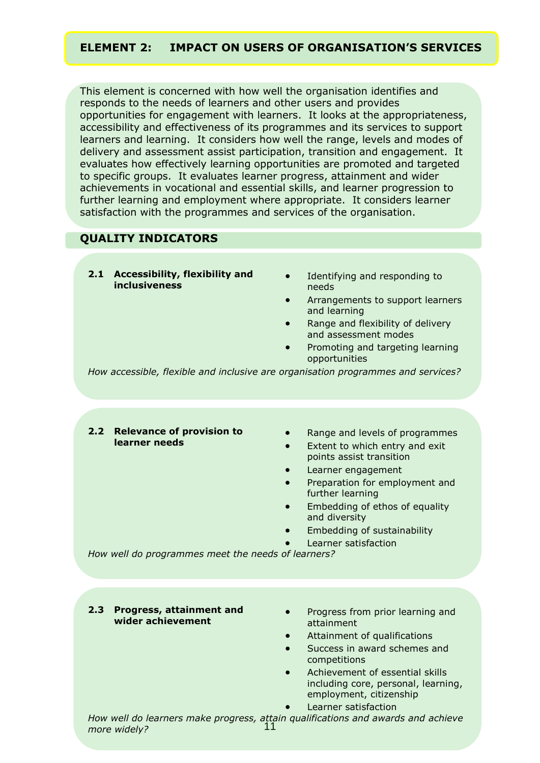## ELEMENT 2: IMPACT ON USERS OF ORGANISATION'S SERVICES

This element is concerned with how well the organisation identifies and responds to the needs of learners and other users and provides opportunities for engagement with learners. It looks at the appropriateness, accessibility and effectiveness of its programmes and its services to support learners and learning. It considers how well the range, levels and modes of delivery and assessment assist participation, transition and engagement. It evaluates how effectively learning opportunities are promoted and targeted to specific groups. It evaluates learner progress, attainment and wider achievements in vocational and essential skills, and learner progression to further learning and employment where appropriate. It considers learner satisfaction with the programmes and services of the organisation.

### QUALITY INDICATORS

**2.1 Accessibility, flexibility and inclusiveness**

- Identifying and responding to needs
- Arrangements to support learners and learning
- Range and flexibility of delivery and assessment modes
- Promoting and targeting learning opportunities

*How accessible, flexible and inclusive are organisation programmes and services?*

**2.2 Relevance of provision to learner needs**

- Range and levels of programmes
- Extent to which entry and exit points assist transition
- Learner engagement
- Preparation for employment and further learning
- Embedding of ethos of equality and diversity
- Embedding of sustainability
- Learner satisfaction

*How well do programmes meet the needs of learners?*

**2.3 Progress, attainment and wider achievement**

- Progress from prior learning and attainment
- Attainment of qualifications
- Success in award schemes and competitions
- Achievement of essential skills including core, personal, learning, employment, citizenship
- Learner satisfaction

*How well do learners make progress, attain qualifications and awards and achieve more widely?*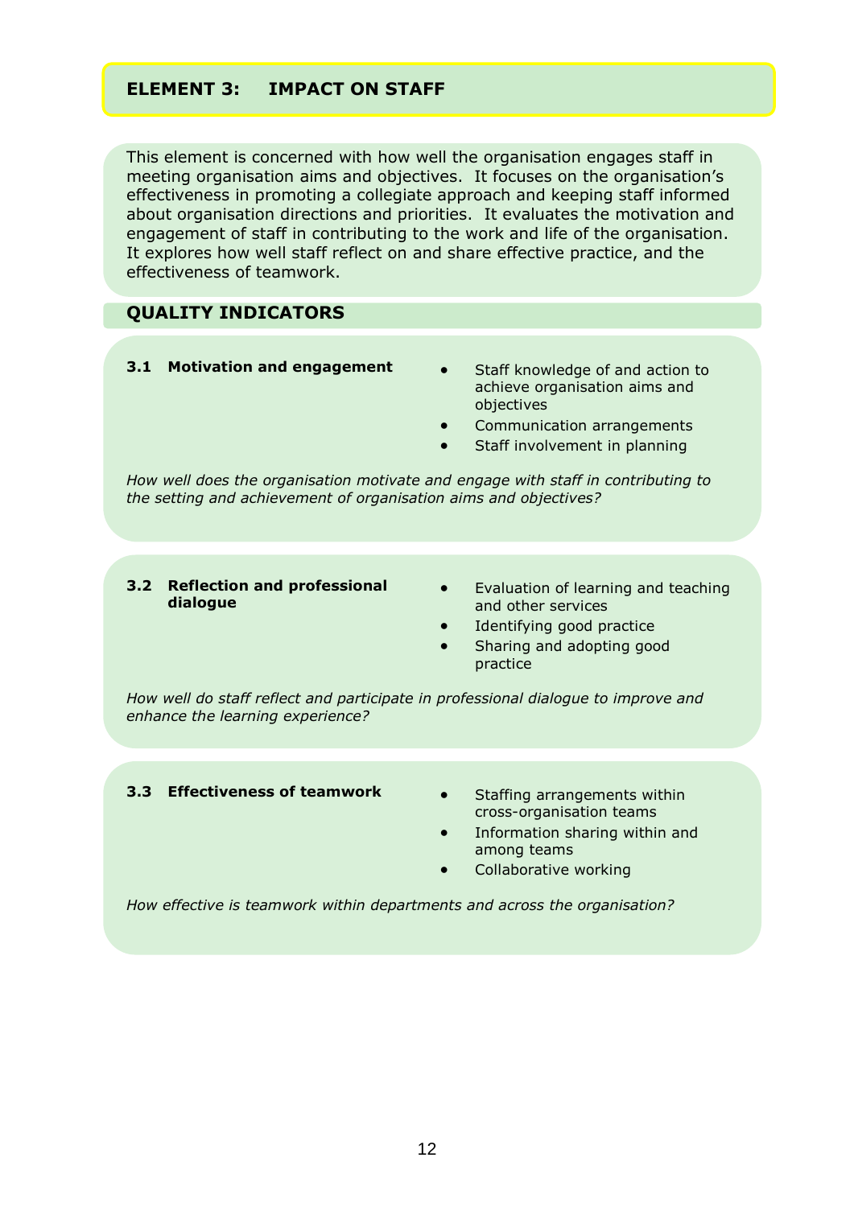## ELEMENT 3: IMPACT ON STAFF

This element is concerned with how well the organisation engages staff in meeting organisation aims and objectives. It focuses on the organisation's effectiveness in promoting a collegiate approach and keeping staff informed about organisation directions and priorities. It evaluates the motivation and engagement of staff in contributing to the work and life of the organisation. It explores how well staff reflect on and share effective practice, and the effectiveness of teamwork.

### QUALITY INDICATORS

**3.1 Motivation and engagement**

- Staff knowledge of and action to achieve organisation aims and objectives
- Communication arrangements
- Staff involvement in planning

*How well does the organisation motivate and engage with staff in contributing to the setting and achievement of organisation aims and objectives?*

**3.2 Reflection and professional dialogue**

- Evaluation of learning and teaching and other services
- Identifying good practice
- Sharing and adopting good practice

*How well do staff reflect and participate in professional dialogue to improve and enhance the learning experience?*

**3.3 Effectiveness of teamwork**

- Staffing arrangements within cross-organisation teams
- Information sharing within and among teams
- Collaborative working

*How effective is teamwork within departments and across the organisation?*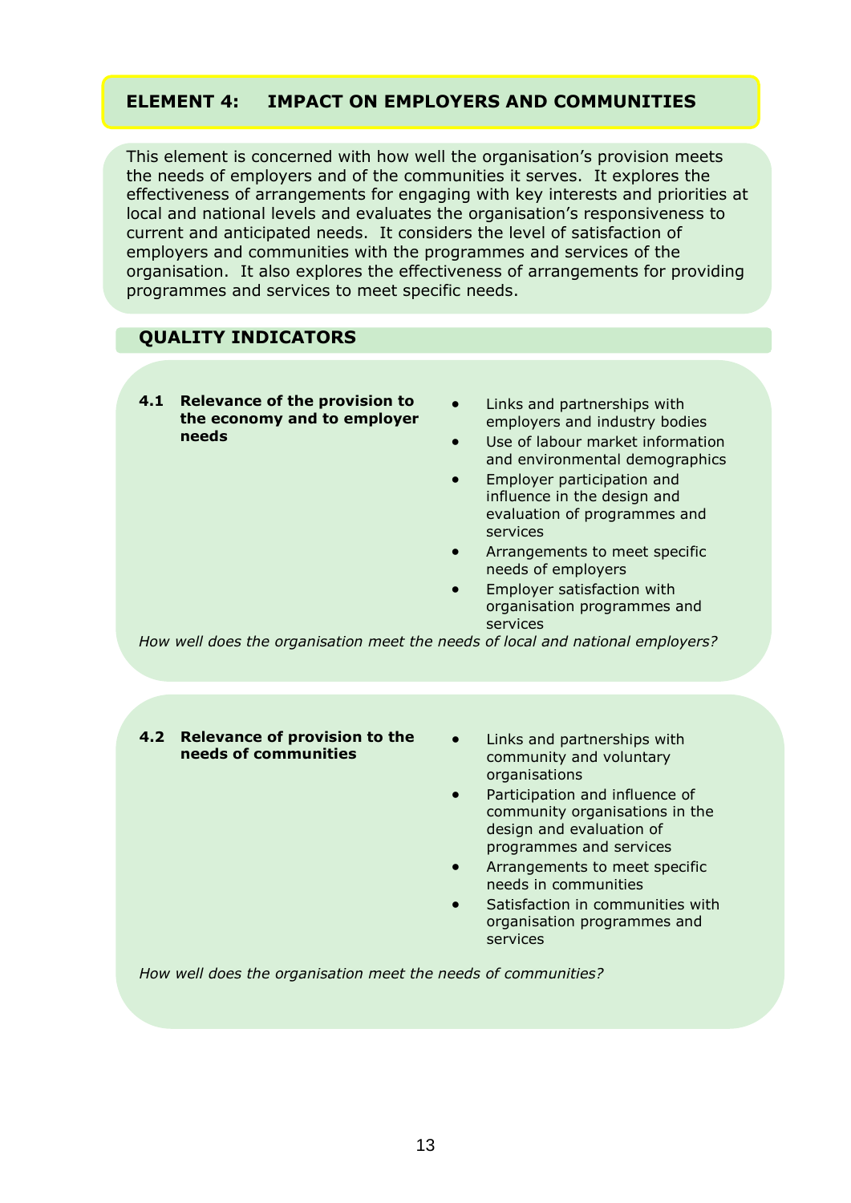## ELEMENT 4: IMPACT ON EMPLOYERS AND COMMUNITIES

This element is concerned with how well the organisation's provision meets the needs of employers and of the communities it serves. It explores the effectiveness of arrangements for engaging with key interests and priorities at local and national levels and evaluates the organisation's responsiveness to current and anticipated needs. It considers the level of satisfaction of employers and communities with the programmes and services of the organisation. It also explores the effectiveness of arrangements for providing programmes and services to meet specific needs.

### QUALITY INDICATORS

**4.1 Relevance of the provision to the economy and to employer needs**

- Links and partnerships with employers and industry bodies
- Use of labour market information and environmental demographics
- Employer participation and influence in the design and evaluation of programmes and services
- Arrangements to meet specific needs of employers
- Employer satisfaction with organisation programmes and services

*How well does the organisation meet the needs of local and national employers?*

**4.2 Relevance of provision to the needs of communities**

- Links and partnerships with community and voluntary organisations
- Participation and influence of community organisations in the design and evaluation of programmes and services
- Arrangements to meet specific needs in communities
- Satisfaction in communities with organisation programmes and services

*How well does the organisation meet the needs of communities?*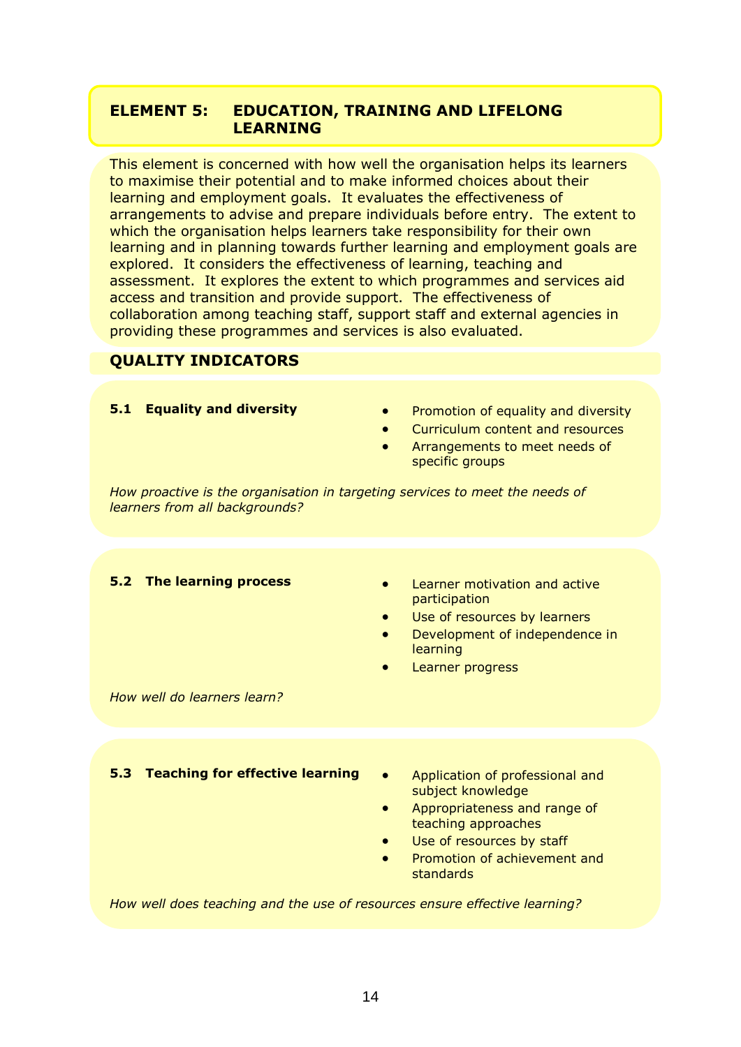## ELEMENT 5: EDUCATION, TRAINING AND LIFELONG LEARNING

This element is concerned with how well the organisation helps its learners to maximise their potential and to make informed choices about their learning and employment goals. It evaluates the effectiveness of arrangements to advise and prepare individuals before entry. The extent to which the organisation helps learners take responsibility for their own learning and in planning towards further learning and employment goals are explored. It considers the effectiveness of learning, teaching and assessment. It explores the extent to which programmes and services aid access and transition and provide support. The effectiveness of collaboration among teaching staff, support staff and external agencies in providing these programmes and services is also evaluated.

### QUALITY INDICATORS

**5.1 Equality and diversity**

- Promotion of equality and diversity
- Curriculum content and resources
- Arrangements to meet needs of specific groups

*How proactive is the organisation in targeting services to meet the needs of learners from all backgrounds?*

**5.2 The learning process**

- Learner motivation and active participation
- Use of resources by learners
- Development of independence in learning
- Learner progress

*How well do learners learn?*

**5.3 Teaching for effective learning**

- Application of professional and subject knowledge
- Appropriateness and range of teaching approaches
- Use of resources by staff
- Promotion of achievement and standards

*How well does teaching and the use of resources ensure effective learning?*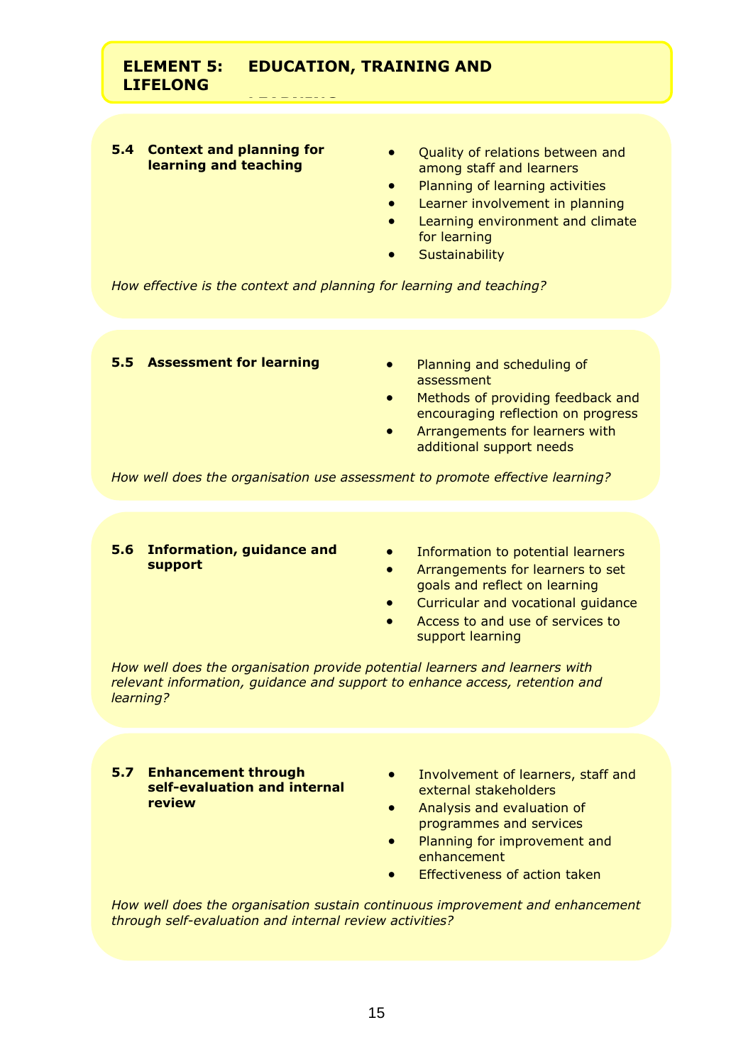## ELEMENT 5: EDUCATION, TRAINING AND LIFELONG LEARNING

### 5.4 Context and planning for learning and teaching

- Quality of relations between and among staff and learners
- Planning of learning activities
- Learner involvement in planning
- Learning environment and climate for learning
- Sustainability

*How effective is the context and planning for learning and teaching?*

### 5.5 Assessment for learning

- Planning and scheduling of assessment
- Methods of providing feedback and encouraging reflection on progress
- Arrangements for learners with additional support needs

*How well does the organisation use assessment to promote effective learning?*

### 5.6 Information, guidance and support

- Information to potential learners
- Arrangements for learners to set goals and reflect on learning
- Curricular and vocational guidance
- Access to and use of services to support learning

*How well does the organisation provide potential learners and learners with relevant information, guidance and support to enhance access, retention and learning?*

### 5.7 Enhancement through self-evaluation and internal review

- Involvement of learners, staff and external stakeholders
- Analysis and evaluation of programmes and services
- Planning for improvement and enhancement
- Effectiveness of action taken

*How well does the organisation sustain continuous improvement and enhancement through self-evaluation and internal review activities?*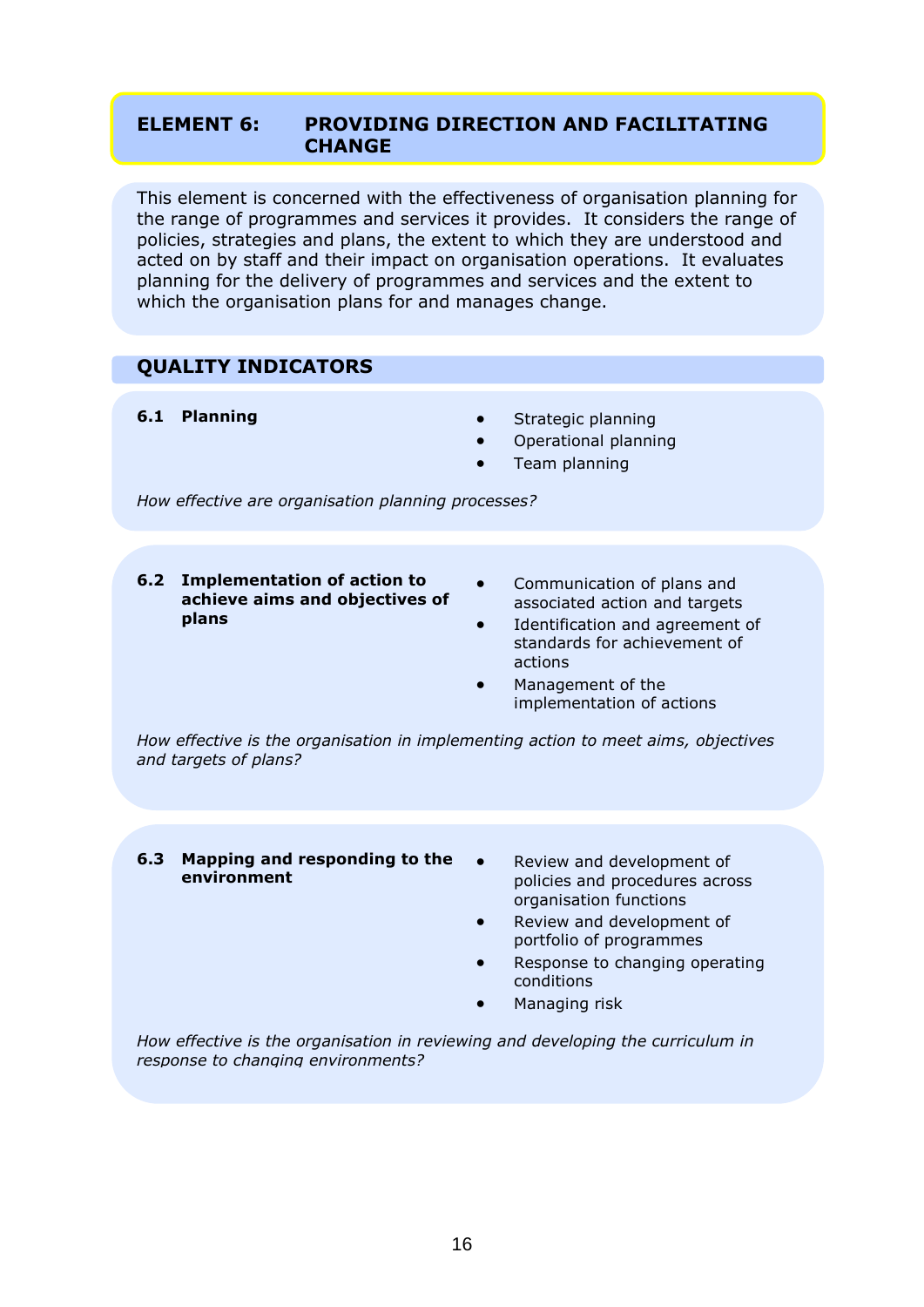## ELEMENT 6: PROVIDING DIRECTION AND FACILITATING CHANGE

This element is concerned with the effectiveness of organisation planning for the range of programmes and services it provides. It considers the range of policies, strategies and plans, the extent to which they are understood and acted on by staff and their impact on organisation operations. It evaluates planning for the delivery of programmes and services and the extent to which the organisation plans for and manages change.

### QUALITY INDICATORS

**6.1 Planning**

- Strategic planning
- Operational planning
- Team planning

*How effective are organisation planning processes?*

**6.2 Implementation of action to achieve aims and objectives of plans**

- Communication of plans and associated action and targets
- Identification and agreement of standards for achievement of actions
- Management of the implementation of actions

*How effective is the organisation in implementing action to meet aims, objectives and targets of plans?*

**6.3 Mapping and responding to the environment**

- Review and development of policies and procedures across organisation functions
- Review and development of portfolio of programmes
- Response to changing operating conditions
- Managing risk

*How effective is the organisation in reviewing and developing the curriculum in response to changing environments?*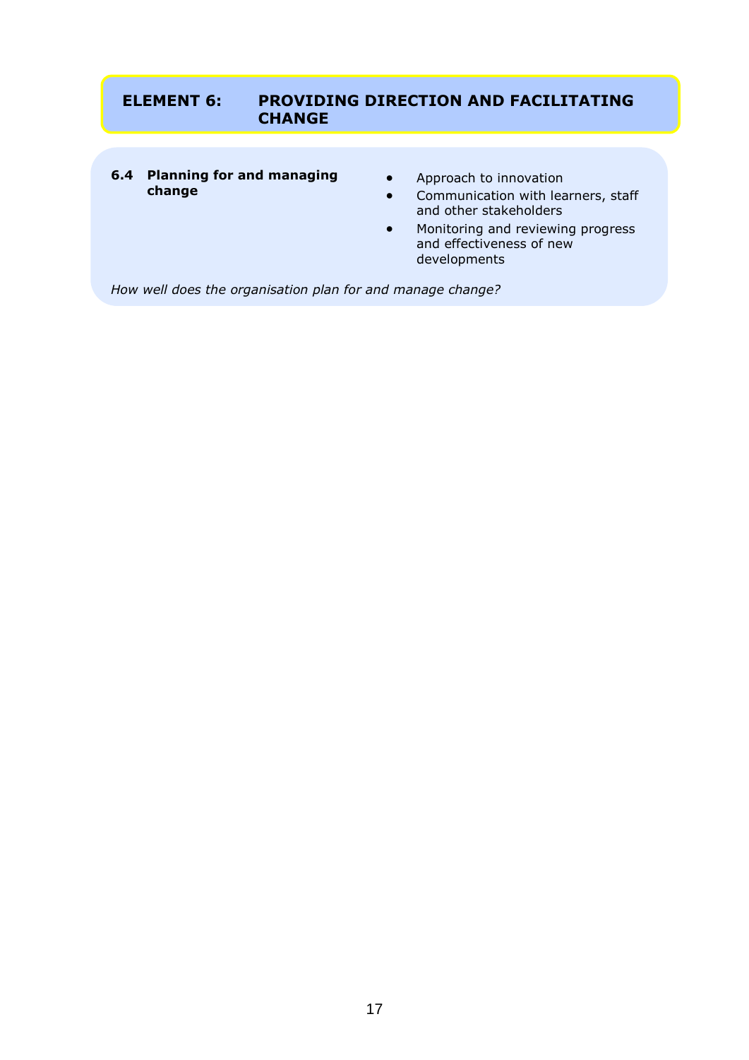## ELEMENT 6: PROVIDING DIRECTION AND FACILITATING CHANGE

**6.4 Planning for and managing change**

- Approach to innovation
- Communication with learners, staff and other stakeholders
- Monitoring and reviewing progress and effectiveness of new developments

*How well does the organisation plan for and manage change?*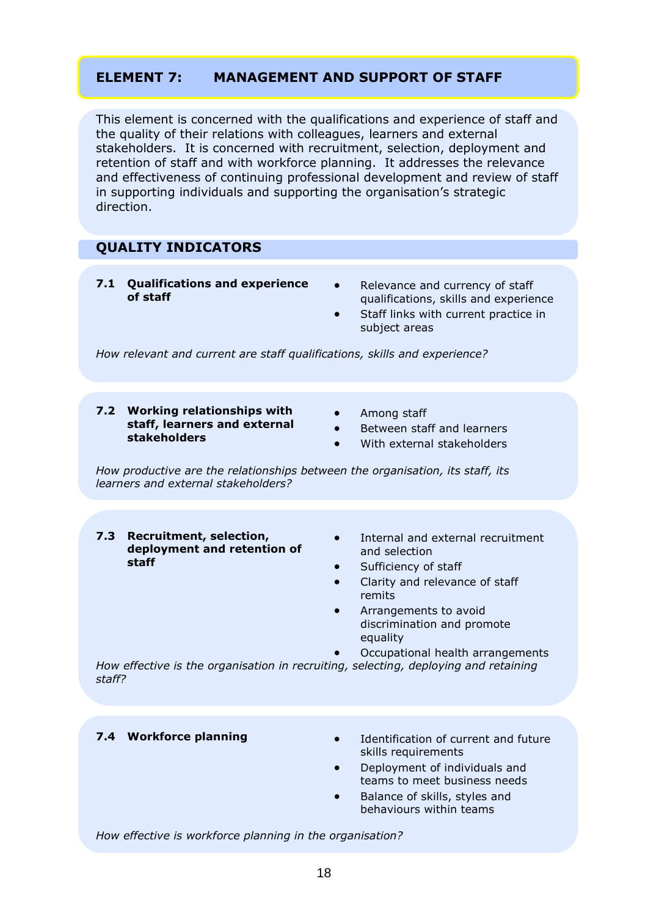## ELEMENT 7: MANAGEMENT AND SUPPORT OF STAFF

This element is concerned with the qualifications and experience of staff and the quality of their relations with colleagues, learners and external stakeholders. It is concerned with recruitment, selection, deployment and retention of staff and with workforce planning. It addresses the relevance and effectiveness of continuing professional development and review of staff in supporting individuals and supporting the organisation's strategic direction.

## QUALITY INDICATORS

### 7.1 Qualifications and experience of staff

- Relevance and currency of staff qualifications, skills and experience
- Staff links with current practice in subject areas

*How relevant and current are staff qualifications, skills and experience?*

### 7.2 Working relationships with staff, learners and external stakeholders

- Among staff
- Between staff and learners
- With external stakeholders

*How productive are the relationships between the organisation, its staff, its learners and external stakeholders?*

### 7.3 Recruitment, selection, deployment and retention of staff

- Internal and external recruitment and selection
- Sufficiency of staff
- Clarity and relevance of staff remits
- Arrangements to avoid discrimination and promote equality
- Occupational health arrangements

*How effective is the organisation in recruiting, selecting, deploying and retaining staff?*

### 7.4 Workforce planning

- Identification of current and future skills requirements
- Deployment of individuals and teams to meet business needs
- Balance of skills, styles and behaviours within teams

*How effective is workforce planning in the organisation?*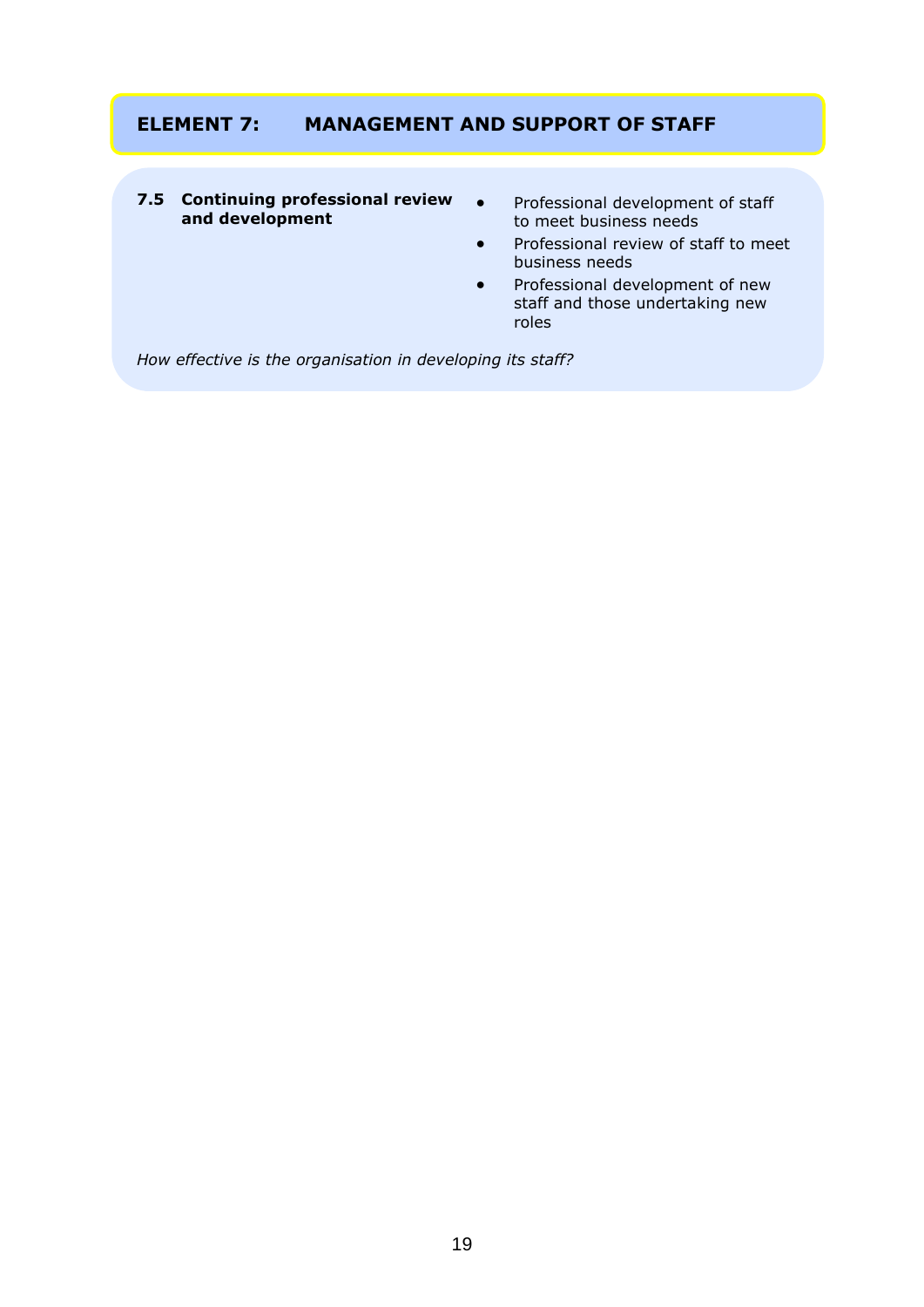## ELEMENT 7: MANAGEMENT AND SUPPORT OF STAFF

| | |
|---|---|
| **7.5 Continuing professional review and development** | • Professional development of staff to meet business needs<br>• Professional review of staff to meet business needs<br>• Professional development of new staff and those undertaking new roles |

*How effective is the organisation in developing its staff?*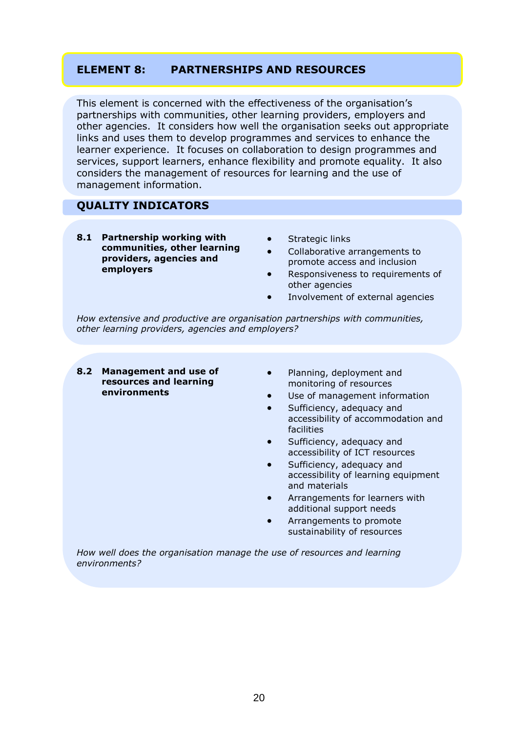## ELEMENT 8: PARTNERSHIPS AND RESOURCES

This element is concerned with the effectiveness of the organisation's partnerships with communities, other learning providers, employers and other agencies. It considers how well the organisation seeks out appropriate links and uses them to develop programmes and services to enhance the learner experience. It focuses on collaboration to design programmes and services, support learners, enhance flexibility and promote equality. It also considers the management of resources for learning and the use of management information.

### QUALITY INDICATORS

**8.1 Partnership working with communities, other learning providers, agencies and employers**

- Strategic links
- Collaborative arrangements to promote access and inclusion
- Responsiveness to requirements of other agencies
- Involvement of external agencies

*How extensive and productive are organisation partnerships with communities, other learning providers, agencies and employers?*

**8.2 Management and use of resources and learning environments**

- Planning, deployment and monitoring of resources
- Use of management information
- Sufficiency, adequacy and accessibility of accommodation and facilities
- Sufficiency, adequacy and accessibility of ICT resources
- Sufficiency, adequacy and accessibility of learning equipment and materials
- Arrangements for learners with additional support needs
- Arrangements to promote sustainability of resources

*How well does the organisation manage the use of resources and learning environments?*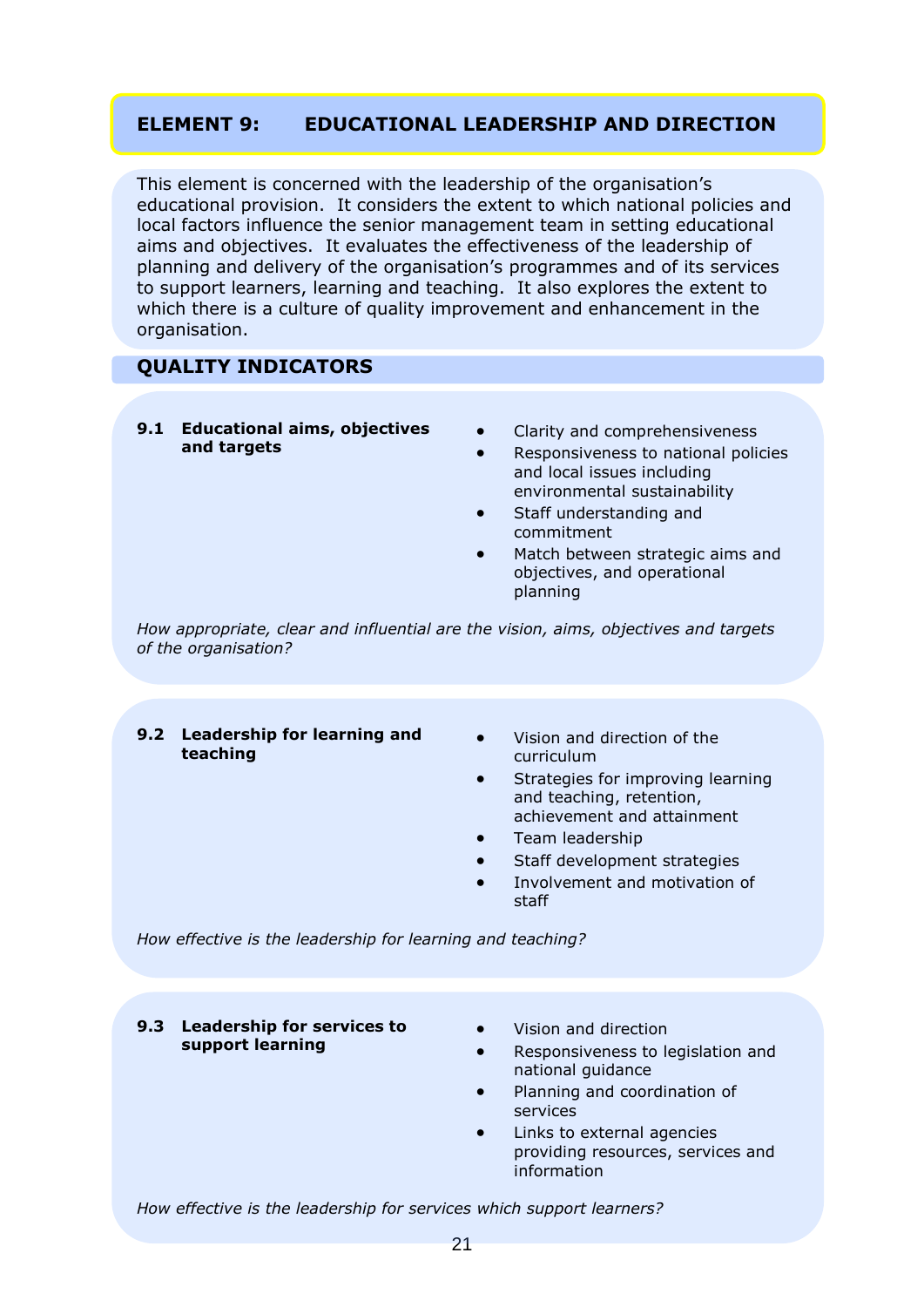## ELEMENT 9: EDUCATIONAL LEADERSHIP AND DIRECTION

This element is concerned with the leadership of the organisation's educational provision. It considers the extent to which national policies and local factors influence the senior management team in setting educational aims and objectives. It evaluates the effectiveness of the leadership of planning and delivery of the organisation's programmes and of its services to support learners, learning and teaching. It also explores the extent to which there is a culture of quality improvement and enhancement in the organisation.

### QUALITY INDICATORS

**9.1 Educational aims, objectives and targets**

- Clarity and comprehensiveness
- Responsiveness to national policies and local issues including environmental sustainability
- Staff understanding and commitment
- Match between strategic aims and objectives, and operational planning

*How appropriate, clear and influential are the vision, aims, objectives and targets of the organisation?*

**9.2 Leadership for learning and teaching**

- Vision and direction of the curriculum
- Strategies for improving learning and teaching, retention, achievement and attainment
- Team leadership
- Staff development strategies
- Involvement and motivation of staff

*How effective is the leadership for learning and teaching?*

**9.3 Leadership for services to support learning**

- Vision and direction
- Responsiveness to legislation and national guidance
- Planning and coordination of services
- Links to external agencies providing resources, services and information

*How effective is the leadership for services which support learners?*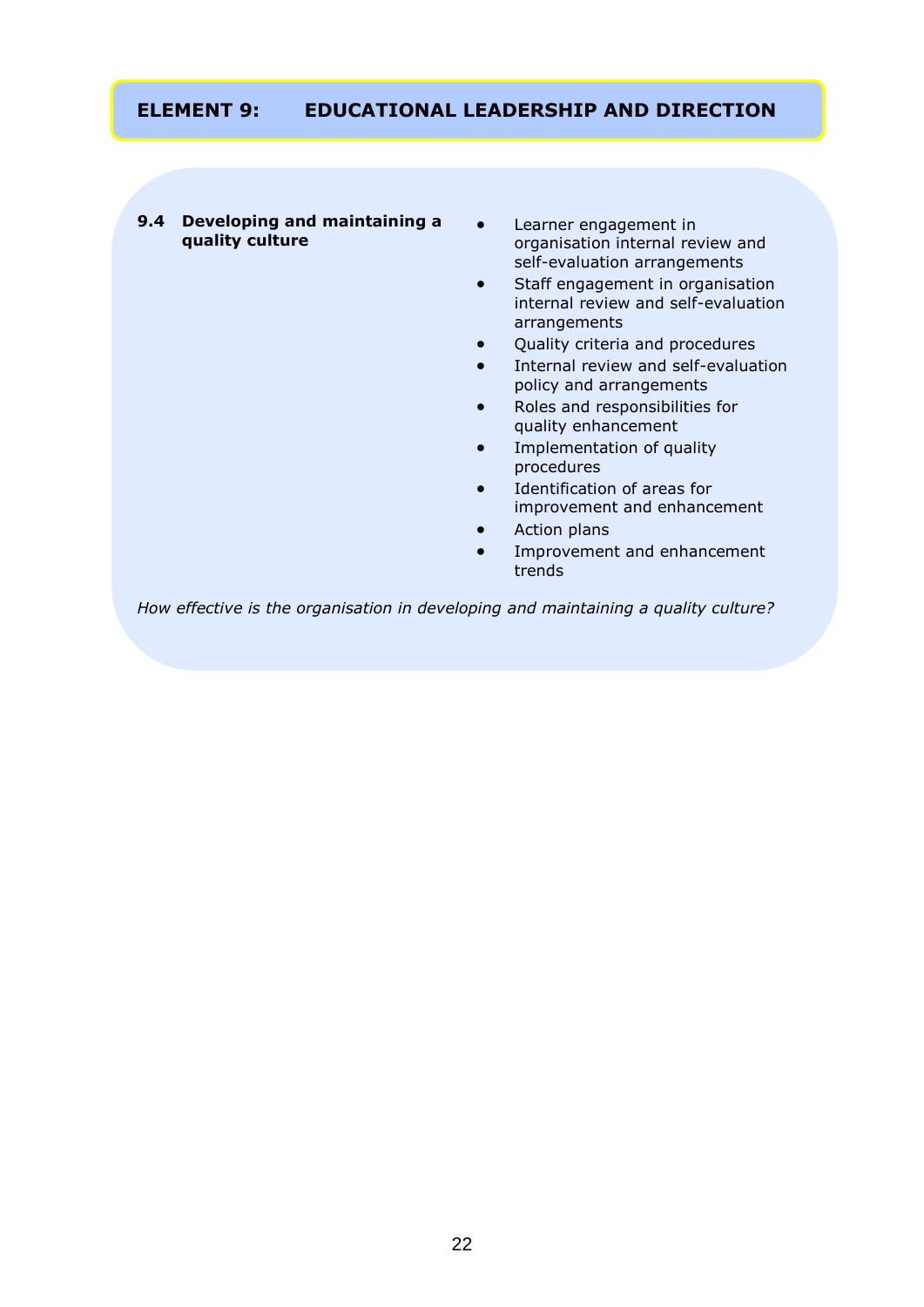## ELEMENT 9: EDUCATIONAL LEADERSHIP AND DIRECTION

**9.4 Developing and maintaining a quality culture**

- Learner engagement in organisation internal review and self-evaluation arrangements
- Staff engagement in organisation internal review and self-evaluation arrangements
- Quality criteria and procedures
- Internal review and self-evaluation policy and arrangements
- Roles and responsibilities for quality enhancement
- Implementation of quality procedures
- Identification of areas for improvement and enhancement
- Action plans
- Improvement and enhancement trends

*How effective is the organisation in developing and maintaining a quality culture?*